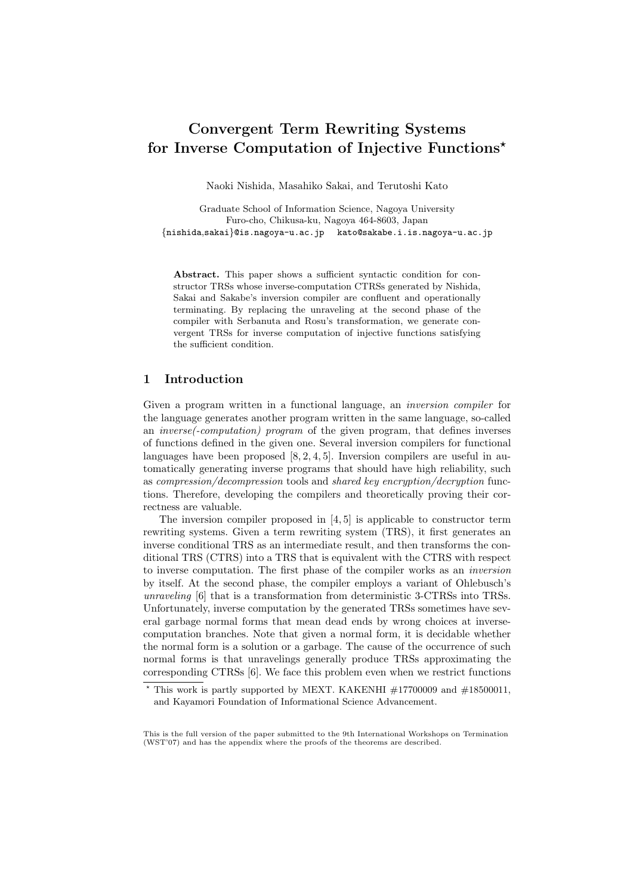# Convergent Term Rewriting Systems for Inverse Computation of Injective Functions*

Naoki Nishida, Masahiko Sakai, and Terutoshi Kato

Graduate School of Information Science, Nagoya University
Furo-cho, Chikusa-ku, Nagoya 464-8603, Japan
{nishida,sakai}@is.nagoya-u.ac.jp kato@sakabe.i.is.nagoya-u.ac.jp

**Abstract.** This paper shows a sufficient syntactic condition for constructor TRSs whose inverse-computation CTRSs generated by Nishida, Sakai and Sakabe's inversion compiler are confluent and operationally terminating. By replacing the unraveling at the second phase of the compiler with Serbanuta and Rosu's transformation, we generate convergent TRSs for inverse computation of injective functions satisfying the sufficient condition.

## 1 Introduction

Given a program written in a functional language, an *inversion compiler* for the language generates another program written in the same language, so-called an *inverse(-computation) program* of the given program, that defines inverses of functions defined in the given one. Several inversion compilers for functional languages have been proposed [8, 2, 4, 5]. Inversion compilers are useful in automatically generating inverse programs that should have high reliability, such as *compression/decompression* tools and *shared key encryption/decryption* functions. Therefore, developing the compilers and theoretically proving their correctness are valuable.

The inversion compiler proposed in [4, 5] is applicable to constructor term rewriting systems. Given a term rewriting system (TRS), it first generates an inverse conditional TRS as an intermediate result, and then transforms the conditional TRS (CTRS) into a TRS that is equivalent with the CTRS with respect to inverse computation. The first phase of the compiler works as an *inversion* by itself. At the second phase, the compiler employs a variant of Ohlebusch's *unraveling* [6] that is a transformation from deterministic 3-CTRSs into TRSs. Unfortunately, inverse computation by the generated TRSs sometimes have several garbage normal forms that mean dead ends by wrong choices at inverse-computation branches. Note that given a normal form, it is decidable whether the normal form is a solution or a garbage. The cause of the occurrence of such normal forms is that unravelings generally produce TRSs approximating the corresponding CTRSs [6]. We face this problem even when we restrict functions

---

* This work is partly supported by MEXT. KAKENHI #17700009 and #18500011, and Kayamori Foundation of Informational Science Advancement.

This is the full version of the paper submitted to the 9th International Workshops on Termination (WST'07) and has the appendix where the proofs of the theorems are described.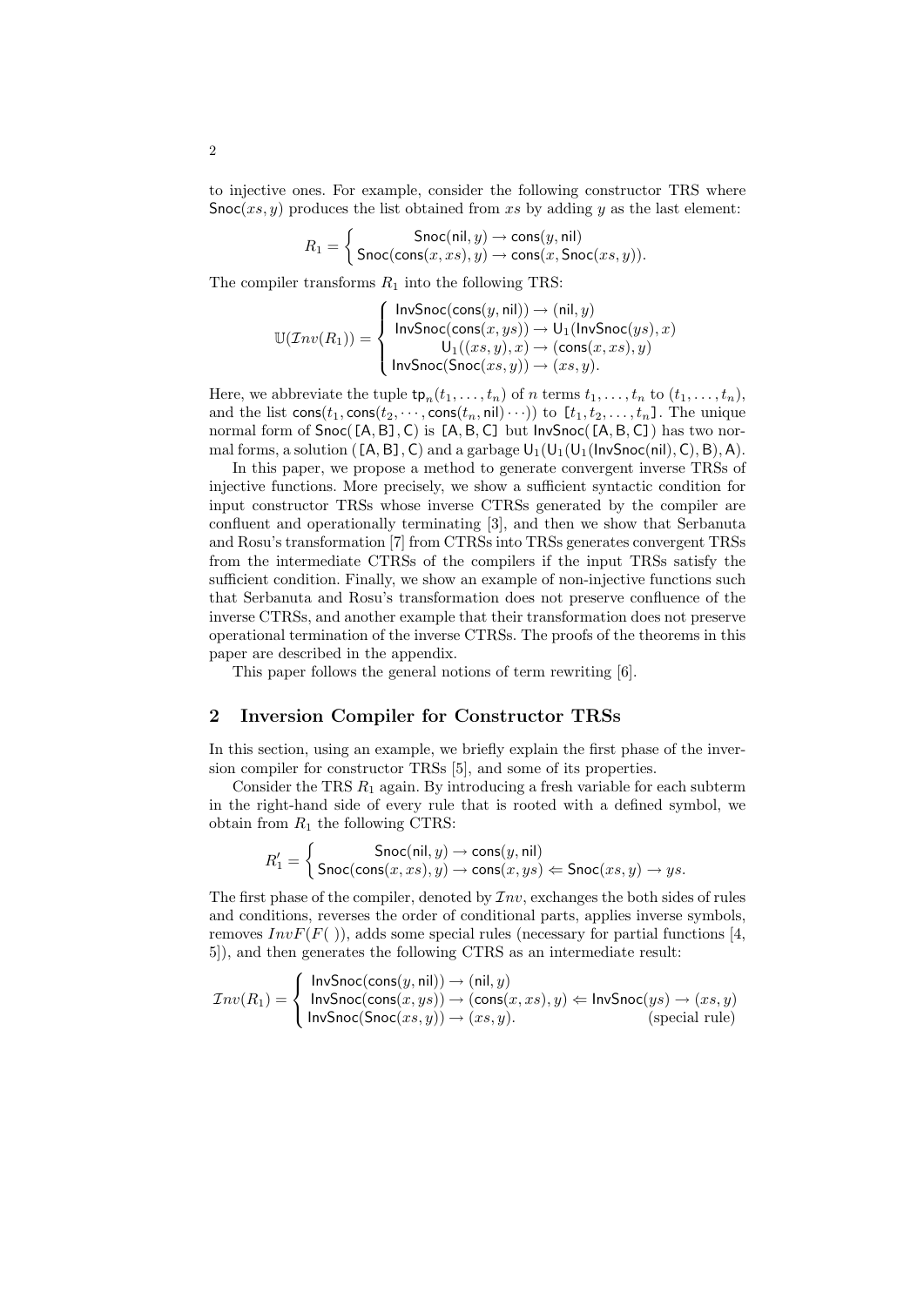to injective ones. For example, consider the following constructor TRS where $\mathsf{Snoc}(xs, y)$ produces the list obtained from $xs$ by adding $y$ as the last element:

$$R_1 = \begin{cases} \mathsf{Snoc}(\mathsf{nil}, y) \to \mathsf{cons}(y, \mathsf{nil}) \\ \mathsf{Snoc}(\mathsf{cons}(x, xs), y) \to \mathsf{cons}(x, \mathsf{Snoc}(xs, y)). \end{cases}$$

The compiler transforms $R_1$ into the following TRS:

$$\mathbb{U}(\mathcal{I}nv(R_1)) = \begin{cases} \mathsf{InvSnoc}(\mathsf{cons}(y, \mathsf{nil})) \to (\mathsf{nil}, y) \\ \mathsf{InvSnoc}(\mathsf{cons}(x, ys)) \to \mathsf{U}_1(\mathsf{InvSnoc}(ys), x) \\ \mathsf{U}_1((xs, y), x) \to (\mathsf{cons}(x, xs), y) \\ \mathsf{InvSnoc}(\mathsf{Snoc}(xs, y)) \to (xs, y). \end{cases}$$

Here, we abbreviate the tuple $\mathsf{tp}_n(t_1, \ldots, t_n)$ of $n$ terms $t_1, \ldots, t_n$ to $(t_1, \ldots, t_n)$, and the list $\mathsf{cons}(t_1, \mathsf{cons}(t_2, \cdots, \mathsf{cons}(t_n, \mathsf{nil}) \cdots))$ to $[t_1, t_2, \ldots, t_n]$. The unique normal form of $\mathsf{Snoc}([\mathsf{A}, \mathsf{B}], \mathsf{C})$ is $[\mathsf{A}, \mathsf{B}, \mathsf{C}]$ but $\mathsf{InvSnoc}([\mathsf{A}, \mathsf{B}, \mathsf{C}])$ has two normal forms, a solution $([\mathsf{A}, \mathsf{B}], \mathsf{C})$ and a garbage $\mathsf{U}_1(\mathsf{U}_1(\mathsf{U}_1(\mathsf{InvSnoc}(\mathsf{nil}), \mathsf{C}), \mathsf{B}), \mathsf{A})$.

In this paper, we propose a method to generate convergent inverse TRSs of injective functions. More precisely, we show a sufficient syntactic condition for input constructor TRSs whose inverse CTRSs generated by the compiler are confluent and operationally terminating [3], and then we show that Serbanuta and Rosu's transformation [7] from CTRSs into TRSs generates convergent TRSs from the intermediate CTRSs of the compilers if the input TRSs satisfy the sufficient condition. Finally, we show an example of non-injective functions such that Serbanuta and Rosu's transformation does not preserve confluence of the inverse CTRSs, and another example that their transformation does not preserve operational termination of the inverse CTRSs. The proofs of the theorems in this paper are described in the appendix.

This paper follows the general notions of term rewriting [6].

## 2 Inversion Compiler for Constructor TRSs

In this section, using an example, we briefly explain the first phase of the inversion compiler for constructor TRSs [5], and some of its properties.

Consider the TRS $R_1$ again. By introducing a fresh variable for each subterm in the right-hand side of every rule that is rooted with a defined symbol, we obtain from $R_1$ the following CTRS:

$$R_1' = \begin{cases} \mathsf{Snoc}(\mathsf{nil}, y) \to \mathsf{cons}(y, \mathsf{nil}) \\ \mathsf{Snoc}(\mathsf{cons}(x, xs), y) \to \mathsf{cons}(x, ys) \Leftarrow \mathsf{Snoc}(xs, y) \to ys. \end{cases}$$

The first phase of the compiler, denoted by $\mathcal{I}nv$, exchanges the both sides of rules and conditions, reverses the order of conditional parts, applies inverse symbols, removes $InvF(F(\ ))$, adds some special rules (necessary for partial functions [4, 5]), and then generates the following CTRS as an intermediate result:

$$\mathcal{I}nv(R_1) = \begin{cases} \mathsf{InvSnoc}(\mathsf{cons}(y, \mathsf{nil})) \to (\mathsf{nil}, y) \\ \mathsf{InvSnoc}(\mathsf{cons}(x, ys)) \to (\mathsf{cons}(x, xs), y) \Leftarrow \mathsf{InvSnoc}(ys) \to (xs, y) \\ \mathsf{InvSnoc}(\mathsf{Snoc}(xs, y)) \to (xs, y). \qquad \text{(special rule)} \end{cases}$$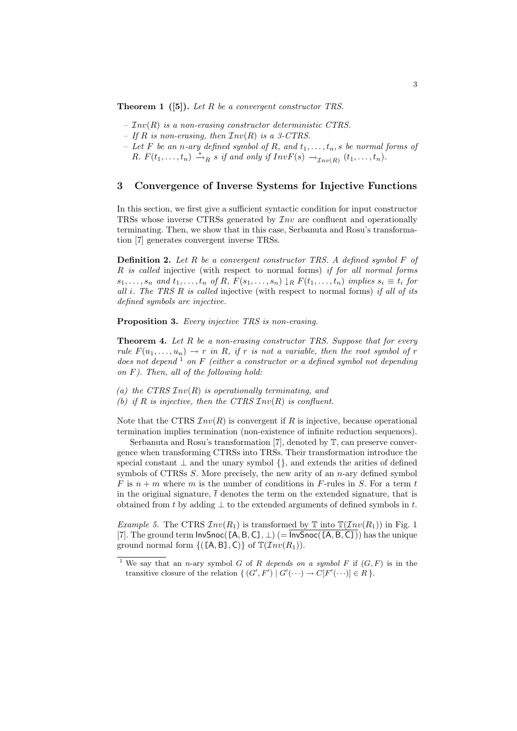**Theorem 1 ([5]).** *Let $R$ be a convergent constructor TRS.*

- *$\mathcal{I}nv(R)$ is a non-erasing constructor deterministic CTRS.*
- *If $R$ is non-erasing, then $\mathcal{I}nv(R)$ is a 3-CTRS.*
- *Let $F$ be an $n$-ary defined symbol of $R$, and $t_1, \ldots, t_n, s$ be normal forms of $R$. $F(t_1, \ldots, t_n) \xrightarrow{*}_R s$ if and only if $InvF(s) \to_{\mathcal{I}nv(R)} (t_1, \ldots, t_n)$.*

## 3 Convergence of Inverse Systems for Injective Functions

In this section, we first give a sufficient syntactic condition for input constructor TRSs whose inverse CTRSs generated by $\mathcal{I}nv$ are confluent and operationally terminating. Then, we show that in this case, Serbanuta and Rosu's transformation [7] generates convergent inverse TRSs.

**Definition 2.** *Let $R$ be a convergent constructor TRS. A defined symbol $F$ of $R$ is called* injective *(with respect to normal forms) if for all normal forms $s_1, \ldots, s_n$ and $t_1, \ldots, t_n$ of $R$, $F(s_1, \ldots, s_n) \downarrow_R F(t_1, \ldots, t_n)$ implies $s_i \equiv t_i$ for all $i$. The TRS $R$ is called* injective *(with respect to normal forms) if all of its defined symbols are injective.*

**Proposition 3.** *Every injective TRS is non-erasing.*

**Theorem 4.** *Let $R$ be a non-erasing constructor TRS. Suppose that for every rule $F(u_1, \ldots, u_n) \to r$ in $R$, if $r$ is not a variable, then the root symbol of $r$ does not depend [1] on $F$ (either a constructor or a defined symbol not depending on $F$). Then, all of the following hold:*

*(a) the CTRS $\mathcal{I}nv(R)$ is operationally terminating, and*
*(b) if $R$ is injective, then the CTRS $\mathcal{I}nv(R)$ is confluent.*

Note that the CTRS $\mathcal{I}nv(R)$ is convergent if $R$ is injective, because operational termination implies termination (non-existence of infinite reduction sequences).

Serbanuta and Rosu's transformation [7], denoted by $\mathbb{T}$, can preserve convergence when transforming CTRSs into TRSs. Their transformation introduce the special constant $\bot$ and the unary symbol $\{\}$, and extends the arities of defined symbols of CTRSs $S$. More precisely, the new arity of an $n$-ary defined symbol $F$ is $n + m$ where $m$ is the number of conditions in $F$-rules in $S$. For a term $t$ in the original signature, $\overline{t}$ denotes the term on the extended signature, that is obtained from $t$ by adding $\bot$ to the extended arguments of defined symbols in $t$.

*Example 5.* The CTRS $\mathcal{I}nv(R_1)$ is transformed by $\mathbb{T}$ into $\mathbb{T}(\mathcal{I}nv(R_1))$ in Fig. 1 [7]. The ground term $\mathsf{InvSnoc}(\mathsf{[A,B,C]}, \bot)$ $(= \overline{\mathsf{InvSnoc}(\mathsf{[A,B,C]})})$ has the unique ground normal form $\{(\mathsf{[A,B]}, \mathsf{C})\}$ of $\mathbb{T}(\mathcal{I}nv(R_1))$.

---

[1] We say that an $n$-ary symbol $G$ of $R$ *depends on a symbol* $F$ if $(G, F)$ is in the transitive closure of the relation $\{ (G', F') \mid G'(\cdots) \to C[F'(\cdots)] \in R \}$.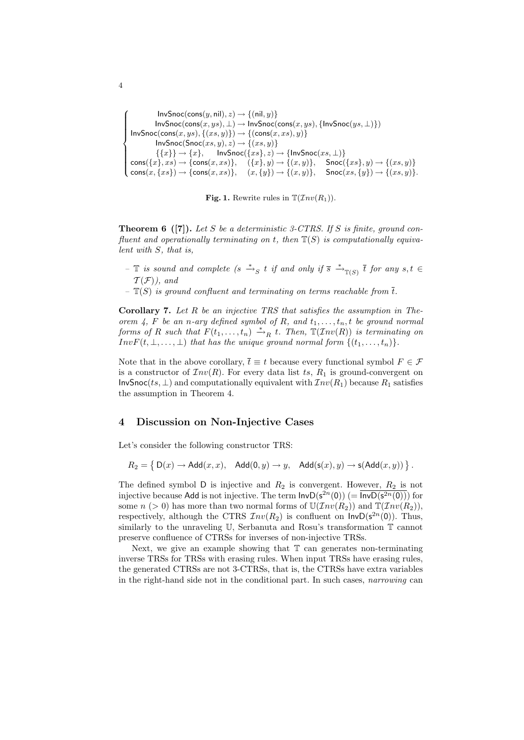$$
\left\{
\begin{array}{l}
\mathsf{InvSnoc}(\mathsf{cons}(y,\mathsf{nil}),z) \to \{(\mathsf{nil},y)\} \\
\mathsf{InvSnoc}(\mathsf{cons}(x,ys),\bot) \to \mathsf{InvSnoc}(\mathsf{cons}(x,ys),\{\mathsf{InvSnoc}(ys,\bot)\}) \\
\mathsf{InvSnoc}(\mathsf{cons}(x,ys),\{(xs,y)\}) \to \{(\mathsf{cons}(x,xs),y)\} \\
\mathsf{InvSnoc}(\mathsf{Snoc}(xs,y),z) \to \{(xs,y)\} \\
\{\{x\}\} \to \{x\}, \quad \mathsf{InvSnoc}(\{xs\},z) \to \{\mathsf{InvSnoc}(xs,\bot)\} \\
\mathsf{cons}(\{x\},xs) \to \{\mathsf{cons}(x,xs)\}, \quad (\{x\},y) \to \{(x,y)\}, \quad \mathsf{Snoc}(\{xs\},y) \to \{(xs,y)\} \\
\mathsf{cons}(x,\{xs\}) \to \{\mathsf{cons}(x,xs)\}, \quad (x,\{y\}) \to \{(x,y)\}, \quad \mathsf{Snoc}(xs,\{y\}) \to \{(xs,y)\}.
\end{array}
\right.
$$

**Fig. 1.** Rewrite rules in $\mathbb{T}(\mathcal{I}nv(R_1))$.

**Theorem 6 ([7]).** *Let $S$ be a deterministic 3-CTRS. If $S$ is finite, ground confluent and operationally terminating on $t$, then $\mathbb{T}(S)$ is computationally equivalent with $S$, that is,*

- *$\mathbb{T}$ is sound and complete ($s \xrightarrow{*}_S t$ if and only if $\overline{s} \xrightarrow{*}_{\mathbb{T}(S)} \overline{t}$ for any $s, t \in \mathcal{T}(\mathcal{F})$), and*
- *$\mathbb{T}(S)$ is ground confluent and terminating on terms reachable from $\overline{t}$.*

**Corollary 7.** *Let $R$ be an injective TRS that satisfies the assumption in Theorem 4, $F$ be an $n$-ary defined symbol of $R$, and $t_1, \ldots, t_n, t$ be ground normal forms of $R$ such that $F(t_1, \ldots, t_n) \xrightarrow{*}_R t$. Then, $\mathbb{T}(\mathcal{I}nv(R))$ is terminating on $InvF(t, \bot, \ldots, \bot)$ that has the unique ground normal form $\{(t_1, \ldots, t_n)\}$.*

Note that in the above corollary, $\overline{t} \equiv t$ because every functional symbol $F \in \mathcal{F}$ is a constructor of $\mathcal{I}nv(R)$. For every data list $ts$, $R_1$ is ground-convergent on $\mathsf{InvSnoc}(ts, \bot)$ and computationally equivalent with $\mathcal{I}nv(R_1)$ because $R_1$ satisfies the assumption in Theorem 4.

## 4 Discussion on Non-Injective Cases

Let's consider the following constructor TRS:

$$R_2 = \{\, \mathsf{D}(x) \to \mathsf{Add}(x,x), \quad \mathsf{Add}(0,y) \to y, \quad \mathsf{Add}(\mathsf{s}(x),y) \to \mathsf{s}(\mathsf{Add}(x,y)) \,\}.$$

The defined symbol $\mathsf{D}$ is injective and $R_2$ is convergent. However, $R_2$ is not injective because $\mathsf{Add}$ is not injective. The term $\mathsf{InvD}(\mathsf{s}^{2n}(0))$ $(= \overline{\mathsf{InvD}(\mathsf{s}^{2n}(0))})$ for some $n$ $(> 0)$ has more than two normal forms of $\mathbb{U}(\mathcal{I}nv(R_2))$ and $\mathbb{T}(\mathcal{I}nv(R_2))$, respectively, although the CTRS $\mathcal{I}nv(R_2)$ is confluent on $\mathsf{InvD}(\mathsf{s}^{2n}(0))$. Thus, similarly to the unraveling $\mathbb{U}$, Serbanuta and Rosu's transformation $\mathbb{T}$ cannot preserve confluence of CTRSs for inverses of non-injective TRSs.

Next, we give an example showing that $\mathbb{T}$ can generates non-terminating inverse TRSs for TRSs with erasing rules. When input TRSs have erasing rules, the generated CTRSs are not 3-CTRSs, that is, the CTRSs have extra variables in the right-hand side not in the conditional part. In such cases, *narrowing* can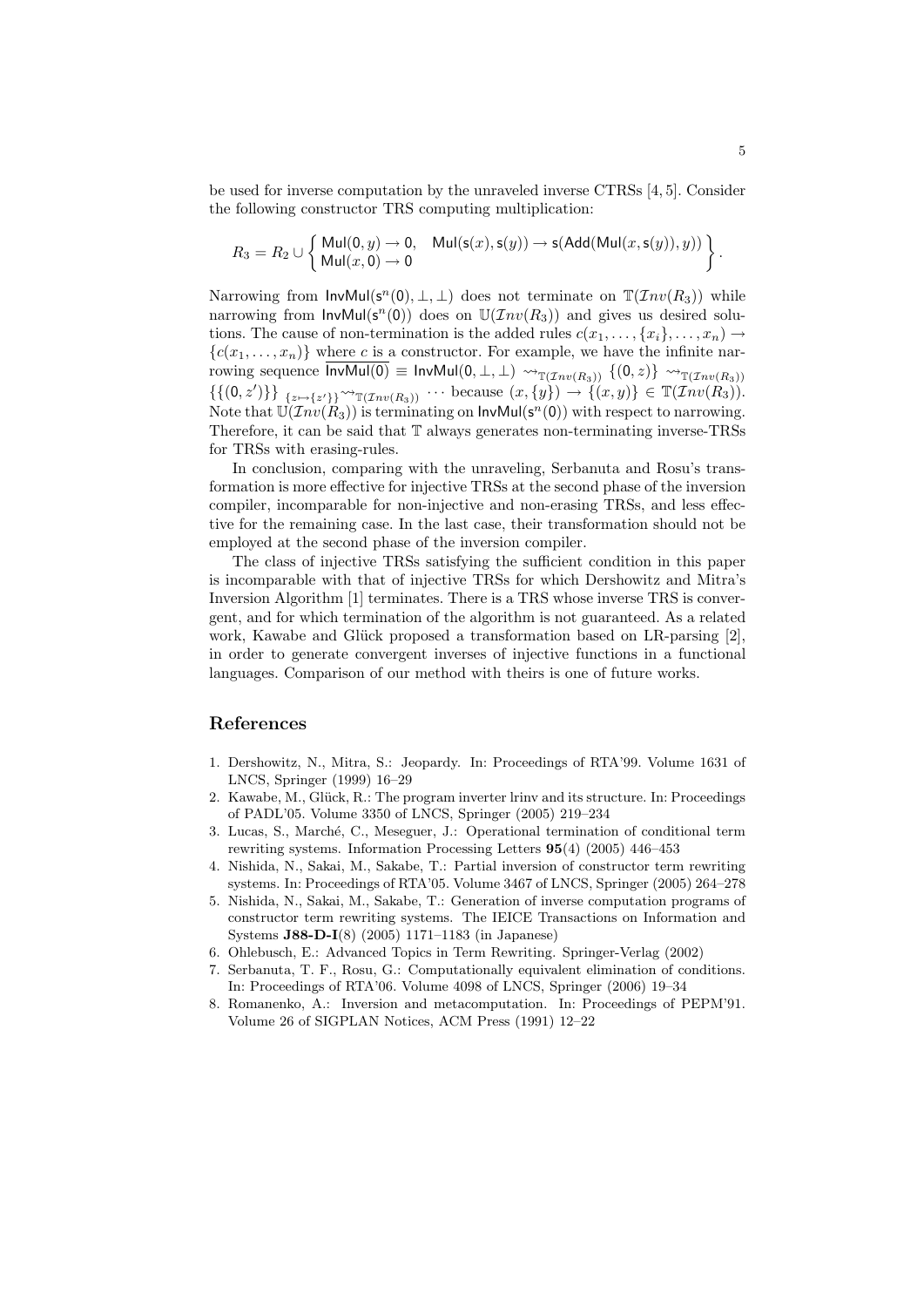be used for inverse computation by the unraveled inverse CTRSs [4, 5]. Consider the following constructor TRS computing multiplication:

$$R_3 = R_2 \cup \left\{ \begin{array}{l} \mathsf{Mul}(0, y) \to 0, \quad \mathsf{Mul}(\mathsf{s}(x), \mathsf{s}(y)) \to \mathsf{s}(\mathsf{Add}(\mathsf{Mul}(x, \mathsf{s}(y)), y)) \\ \mathsf{Mul}(x, 0) \to 0 \end{array} \right\}.$$

Narrowing from $\mathsf{InvMul}(\mathsf{s}^n(0), \bot, \bot)$ does not terminate on $\mathbb{T}(\mathcal{I}nv(R_3))$ while narrowing from $\mathsf{InvMul}(\mathsf{s}^n(0))$ does on $\mathbb{U}(\mathcal{I}nv(R_3))$ and gives us desired solutions. The cause of non-termination is the added rules $c(x_1, \ldots, \{x_i\}, \ldots, x_n) \to \{c(x_1, \ldots, x_n)\}$ where $c$ is a constructor. For example, we have the infinite narrowing sequence $\overline{\mathsf{InvMul}(0)} \equiv \mathsf{InvMul}(0, \bot, \bot) \rightsquigarrow_{\mathbb{T}(\mathcal{I}nv(R_3))} \{(0, z)\} \rightsquigarrow_{\mathbb{T}(\mathcal{I}nv(R_3))} \{\{(0, z')\}\}\ {}_{\{z \mapsto \{z'\}\}}\!\!\rightsquigarrow_{\mathbb{T}(\mathcal{I}nv(R_3))} \cdots$ because $(x, \{y\}) \to \{(x, y)\} \in \mathbb{T}(\mathcal{I}nv(R_3))$. Note that $\mathbb{U}(\mathcal{I}nv(R_3))$ is terminating on $\mathsf{InvMul}(\mathsf{s}^n(0))$ with respect to narrowing. Therefore, it can be said that $\mathbb{T}$ always generates non-terminating inverse-TRSs for TRSs with erasing-rules.

In conclusion, comparing with the unraveling, Serbanuta and Rosu's transformation is more effective for injective TRSs at the second phase of the inversion compiler, incomparable for non-injective and non-erasing TRSs, and less effective for the remaining case. In the last case, their transformation should not be employed at the second phase of the inversion compiler.

The class of injective TRSs satisfying the sufficient condition in this paper is incomparable with that of injective TRSs for which Dershowitz and Mitra's Inversion Algorithm [1] terminates. There is a TRS whose inverse TRS is convergent, and for which termination of the algorithm is not guaranteed. As a related work, Kawabe and Glück proposed a transformation based on LR-parsing [2], in order to generate convergent inverses of injective functions in a functional languages. Comparison of our method with theirs is one of future works.

## References

1. Dershowitz, N., Mitra, S.: Jeopardy. In: Proceedings of RTA'99. Volume 1631 of LNCS, Springer (1999) 16–29
2. Kawabe, M., Glück, R.: The program inverter lrinv and its structure. In: Proceedings of PADL'05. Volume 3350 of LNCS, Springer (2005) 219–234
3. Lucas, S., Marché, C., Meseguer, J.: Operational termination of conditional term rewriting systems. Information Processing Letters **95**(4) (2005) 446–453
4. Nishida, N., Sakai, M., Sakabe, T.: Partial inversion of constructor term rewriting systems. In: Proceedings of RTA'05. Volume 3467 of LNCS, Springer (2005) 264–278
5. Nishida, N., Sakai, M., Sakabe, T.: Generation of inverse computation programs of constructor term rewriting systems. The IEICE Transactions on Information and Systems **J88-D-I**(8) (2005) 1171–1183 (in Japanese)
6. Ohlebusch, E.: Advanced Topics in Term Rewriting. Springer-Verlag (2002)
7. Serbanuta, T. F., Rosu, G.: Computationally equivalent elimination of conditions. In: Proceedings of RTA'06. Volume 4098 of LNCS, Springer (2006) 19–34
8. Romanenko, A.: Inversion and metacomputation. In: Proceedings of PEPM'91. Volume 26 of SIGPLAN Notices, ACM Press (1991) 12–22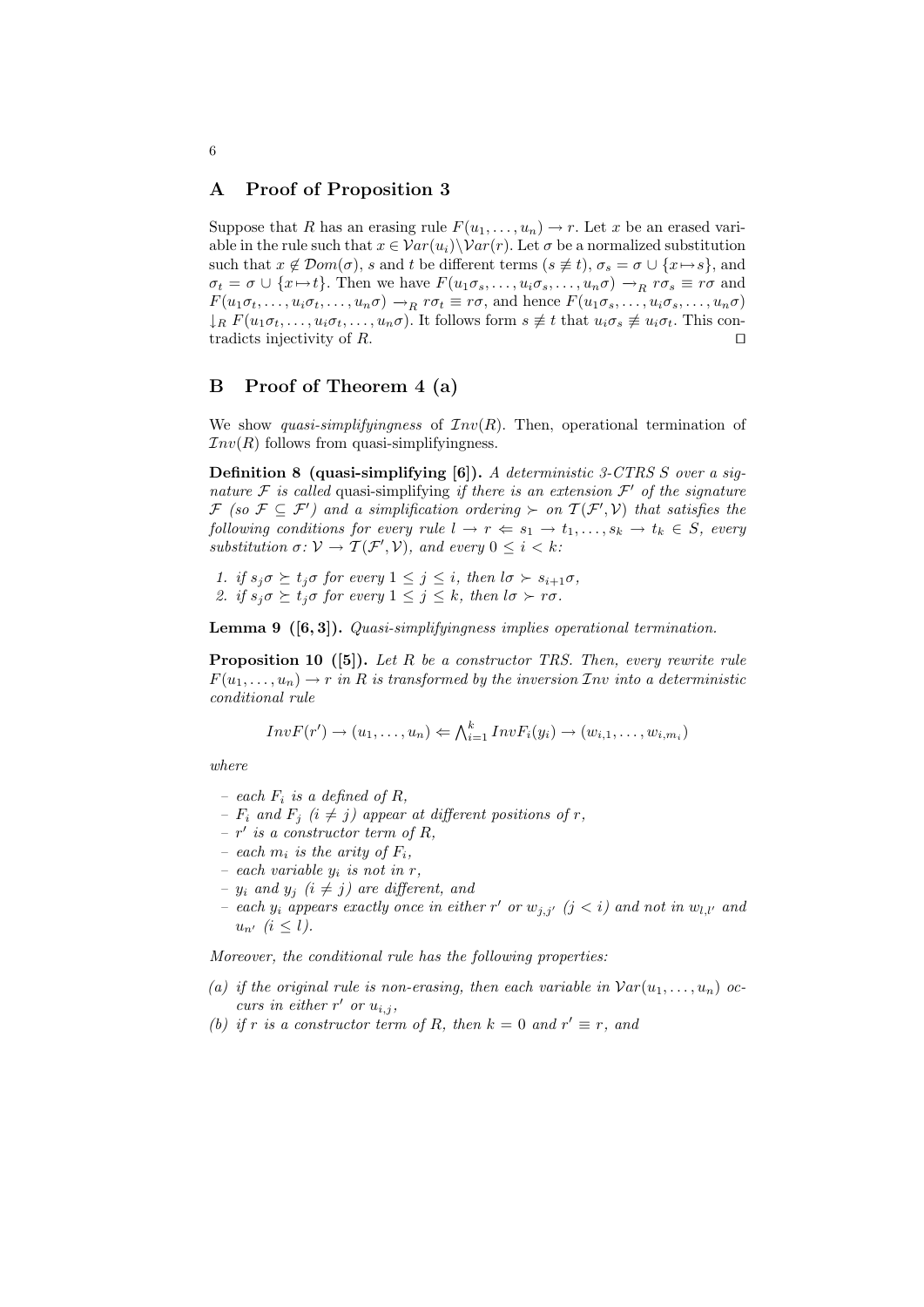## A Proof of Proposition 3

Suppose that $R$ has an erasing rule $F(u_1, \ldots, u_n) \to r$. Let $x$ be an erased variable in the rule such that $x \in \mathcal{V}ar(u_i) \setminus \mathcal{V}ar(r)$. Let $\sigma$ be a normalized substitution such that $x \notin \mathcal{D}om(\sigma)$, $s$ and $t$ be different terms ($s \not\equiv t$), $\sigma_s = \sigma \cup \{x \mapsto s\}$, and $\sigma_t = \sigma \cup \{x \mapsto t\}$. Then we have $F(u_1\sigma_s, \ldots, u_i\sigma_s, \ldots, u_n\sigma) \to_R r\sigma_s \equiv r\sigma$ and $F(u_1\sigma_t, \ldots, u_i\sigma_t, \ldots, u_n\sigma) \to_R r\sigma_t \equiv r\sigma$, and hence $F(u_1\sigma_s, \ldots, u_i\sigma_s, \ldots, u_n\sigma) \downarrow_R F(u_1\sigma_t, \ldots, u_i\sigma_t, \ldots, u_n\sigma)$. It follows form $s \not\equiv t$ that $u_i\sigma_s \not\equiv u_i\sigma_t$. This contradicts injectivity of $R$. $\square$

## B Proof of Theorem 4 (a)

We show *quasi-simplifyingness* of $\mathcal{I}nv(R)$. Then, operational termination of $\mathcal{I}nv(R)$ follows from quasi-simplifyingness.

**Definition 8 (quasi-simplifying [6]).** *A deterministic 3-CTRS $S$ over a signature $\mathcal{F}$ is called* quasi-simplifying *if there is an extension $\mathcal{F}'$ of the signature $\mathcal{F}$ (so $\mathcal{F} \subseteq \mathcal{F}'$) and a simplification ordering $\succ$ on $\mathcal{T}(\mathcal{F}', \mathcal{V})$ that satisfies the following conditions for every rule $l \to r \Leftarrow s_1 \to t_1, \ldots, s_k \to t_k \in S$, every substitution $\sigma \colon \mathcal{V} \to \mathcal{T}(\mathcal{F}', \mathcal{V})$, and every $0 \leq i < k$:*

1. *if $s_j\sigma \succeq t_j\sigma$ for every $1 \leq j \leq i$, then $l\sigma \succ s_{i+1}\sigma$,*
2. *if $s_j\sigma \succeq t_j\sigma$ for every $1 \leq j \leq k$, then $l\sigma \succ r\sigma$.*

**Lemma 9 ([6, 3]).** *Quasi-simplifyingness implies operational termination.*

**Proposition 10 ([5]).** *Let $R$ be a constructor TRS. Then, every rewrite rule $F(u_1, \ldots, u_n) \to r$ in $R$ is transformed by the inversion $\mathcal{I}nv$ into a deterministic conditional rule*

$$InvF(r') \to (u_1, \ldots, u_n) \Leftarrow \bigwedge_{i=1}^{k} InvF_i(y_i) \to (w_{i,1}, \ldots, w_{i,m_i})$$

*where*

- *each $F_i$ is a defined of $R$,*
- *$F_i$ and $F_j$ ($i \neq j$) appear at different positions of $r$,*
- *$r'$ is a constructor term of $R$,*
- *each $m_i$ is the arity of $F_i$,*
- *each variable $y_i$ is not in $r$,*
- *$y_i$ and $y_j$ ($i \neq j$) are different, and*
- *each $y_i$ appears exactly once in either $r'$ or $w_{j,j'}$ ($j < i$) and not in $w_{l,l'}$ and $u_{n'}$ ($i \leq l$).*

*Moreover, the conditional rule has the following properties:*

*(a) if the original rule is non-erasing, then each variable in $\mathcal{V}ar(u_1, \ldots, u_n)$ occurs in either $r'$ or $u_{i,j}$,*
*(b) if $r$ is a constructor term of $R$, then $k = 0$ and $r' \equiv r$, and*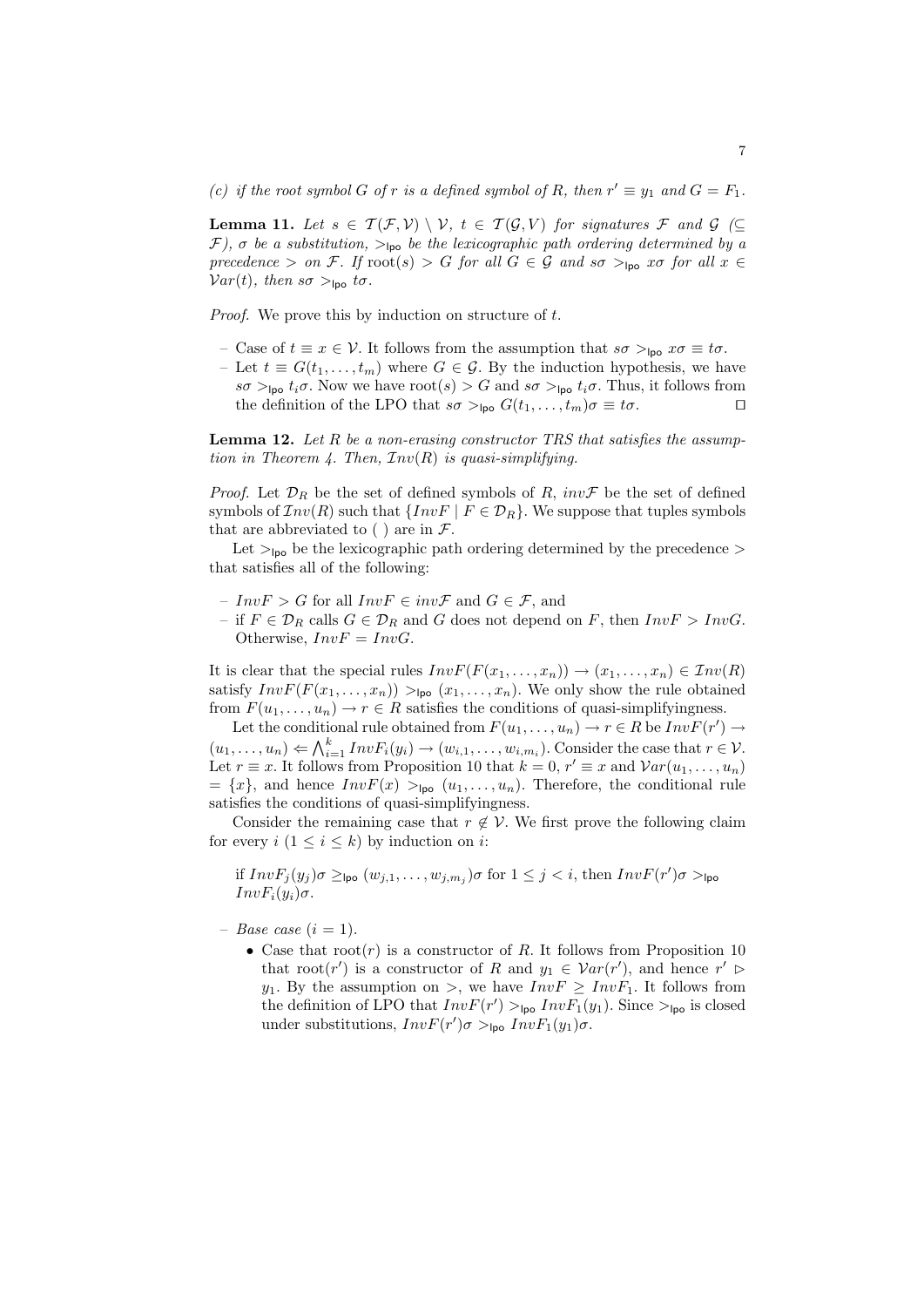*(c) if the root symbol $G$ of $r$ is a defined symbol of $R$, then $r' \equiv y_1$ and $G = F_1$.*

**Lemma 11.** *Let $s \in \mathcal{T}(\mathcal{F},\mathcal{V}) \setminus \mathcal{V}$, $t \in \mathcal{T}(\mathcal{G},V)$ for signatures $\mathcal{F}$ and $\mathcal{G}$ ($\subseteq \mathcal{F}$), $\sigma$ be a substitution, $>_{\mathsf{lpo}}$ be the lexicographic path ordering determined by a precedence $>$ on $\mathcal{F}$. If $\mathrm{root}(s) > G$ for all $G \in \mathcal{G}$ and $s\sigma >_{\mathsf{lpo}} x\sigma$ for all $x \in \mathcal{V}ar(t)$, then $s\sigma >_{\mathsf{lpo}} t\sigma$.*

*Proof.* We prove this by induction on structure of $t$.

- Case of $t \equiv x \in \mathcal{V}$. It follows from the assumption that $s\sigma >_{\mathsf{lpo}} x\sigma \equiv t\sigma$.
- Let $t \equiv G(t_1, \ldots, t_m)$ where $G \in \mathcal{G}$. By the induction hypothesis, we have $s\sigma >_{\mathsf{lpo}} t_i\sigma$. Now we have $\mathrm{root}(s) > G$ and $s\sigma >_{\mathsf{lpo}} t_i\sigma$. Thus, it follows from the definition of the LPO that $s\sigma >_{\mathsf{lpo}} G(t_1, \ldots, t_m)\sigma \equiv t\sigma$. ◻

**Lemma 12.** *Let $R$ be a non-erasing constructor TRS that satisfies the assumption in Theorem 4. Then, $\mathcal{I}nv(R)$ is quasi-simplifying.*

*Proof.* Let $\mathcal{D}_R$ be the set of defined symbols of $R$, $inv\mathcal{F}$ be the set of defined symbols of $\mathcal{I}nv(R)$ such that $\{InvF \mid F \in \mathcal{D}_R\}$. We suppose that tuples symbols that are abbreviated to ( ) are in $\mathcal{F}$.

Let $>_{\mathsf{lpo}}$ be the lexicographic path ordering determined by the precedence $>$ that satisfies all of the following:

- $InvF > G$ for all $InvF \in inv\mathcal{F}$ and $G \in \mathcal{F}$, and
- if $F \in \mathcal{D}_R$ calls $G \in \mathcal{D}_R$ and $G$ does not depend on $F$, then $InvF > InvG$. Otherwise, $InvF = InvG$.

It is clear that the special rules $InvF(F(x_1, \ldots, x_n)) \to (x_1, \ldots, x_n) \in \mathcal{I}nv(R)$ satisfy $InvF(F(x_1, \ldots, x_n)) >_{\mathsf{lpo}} (x_1, \ldots, x_n)$. We only show the rule obtained from $F(u_1, \ldots, u_n) \to r \in R$ satisfies the conditions of quasi-simplifyingness.

Let the conditional rule obtained from $F(u_1, \ldots, u_n) \to r \in R$ be $InvF(r') \to (u_1, \ldots, u_n) \Leftarrow \bigwedge_{i=1}^{k} InvF_i(y_i) \to (w_{i,1}, \ldots, w_{i,m_i})$. Consider the case that $r \in \mathcal{V}$. Let $r \equiv x$. It follows from Proposition 10 that $k = 0$, $r' \equiv x$ and $\mathcal{V}ar(u_1, \ldots, u_n) = \{x\}$, and hence $InvF(x) >_{\mathsf{lpo}} (u_1, \ldots, u_n)$. Therefore, the conditional rule satisfies the conditions of quasi-simplifyingness.

Consider the remaining case that $r \notin \mathcal{V}$. We first prove the following claim for every $i$ ($1 \leq i \leq k$) by induction on $i$:

> if $InvF_j(y_j)\sigma \geq_{\mathsf{lpo}} (w_{j,1}, \ldots, w_{j,m_j})\sigma$ for $1 \leq j < i$, then $InvF(r')\sigma >_{\mathsf{lpo}} InvF_i(y_i)\sigma$.

- *Base case* ($i = 1$).
  - Case that $\mathrm{root}(r)$ is a constructor of $R$. It follows from Proposition 10 that $\mathrm{root}(r')$ is a constructor of $R$ and $y_1 \in \mathcal{V}ar(r')$, and hence $r' \rhd y_1$. By the assumption on $>$, we have $InvF \geq InvF_1$. It follows from the definition of LPO that $InvF(r') >_{\mathsf{lpo}} InvF_1(y_1)$. Since $>_{\mathsf{lpo}}$ is closed under substitutions, $InvF(r')\sigma >_{\mathsf{lpo}} InvF_1(y_1)\sigma$.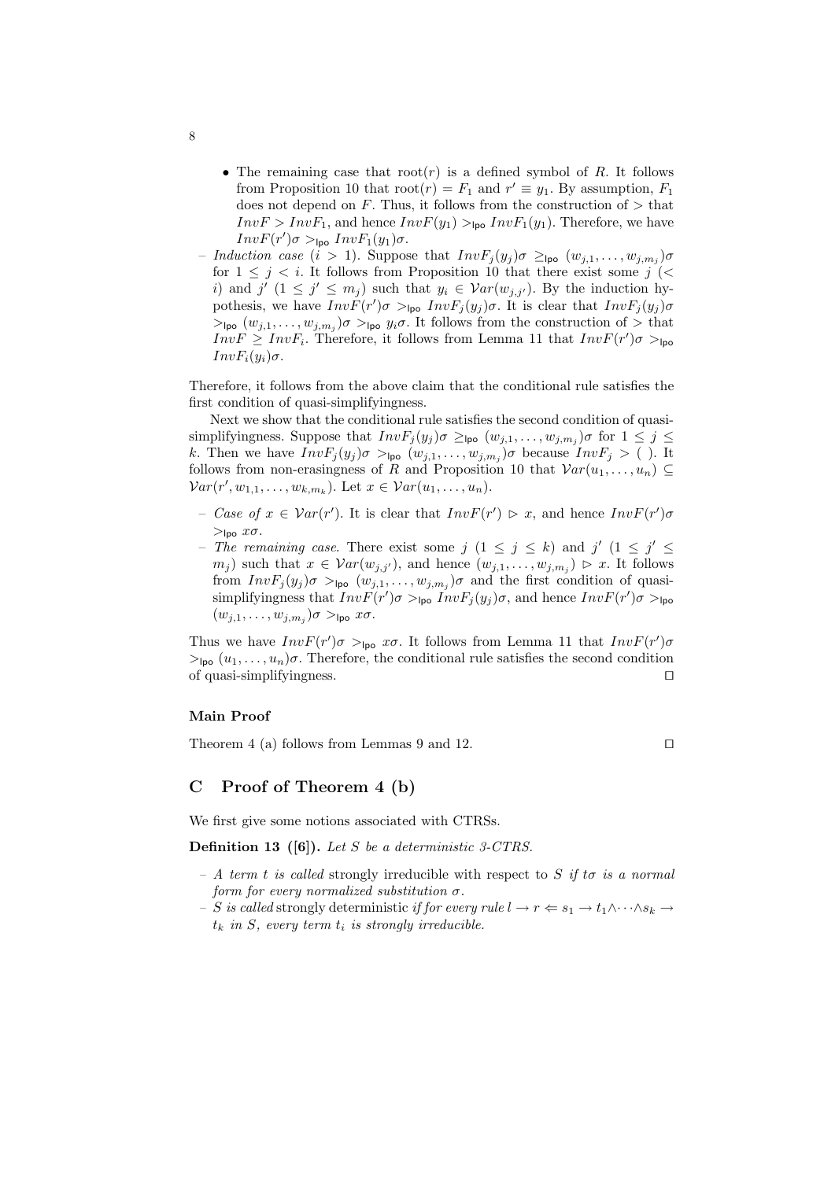- The remaining case that $\mathrm{root}(r)$ is a defined symbol of $R$. It follows from Proposition 10 that $\mathrm{root}(r) = F_1$ and $r' \equiv y_1$. By assumption, $F_1$ does not depend on $F$. Thus, it follows from the construction of $>$ that $InvF > InvF_1$, and hence $InvF(y_1) >_{\mathsf{lpo}} InvF_1(y_1)$. Therefore, we have $InvF(r')\sigma >_{\mathsf{lpo}} InvF_1(y_1)\sigma$.

– *Induction case* ($i > 1$). Suppose that $InvF_j(y_j)\sigma \geq_{\mathsf{lpo}} (w_{j,1}, \ldots, w_{j,m_j})\sigma$ for $1 \leq j < i$. It follows from Proposition 10 that there exist some $j$ ($< i$) and $j'$ ($1 \leq j' \leq m_j$) such that $y_i \in \mathcal{V}ar(w_{j,j'})$. By the induction hypothesis, we have $InvF(r')\sigma >_{\mathsf{lpo}} InvF_j(y_j)\sigma$. It is clear that $InvF_j(y_j)\sigma >_{\mathsf{lpo}} (w_{j,1}, \ldots, w_{j,m_j})\sigma >_{\mathsf{lpo}} y_i\sigma$. It follows from the construction of $>$ that $InvF \geq InvF_i$. Therefore, it follows from Lemma 11 that $InvF(r')\sigma >_{\mathsf{lpo}} InvF_i(y_i)\sigma$.

Therefore, it follows from the above claim that the conditional rule satisfies the first condition of quasi-simplifyingness.

Next we show that the conditional rule satisfies the second condition of quasi-simplifyingness. Suppose that $InvF_j(y_j)\sigma \geq_{\mathsf{lpo}} (w_{j,1}, \ldots, w_{j,m_j})\sigma$ for $1 \leq j \leq k$. Then we have $InvF_j(y_j)\sigma >_{\mathsf{lpo}} (w_{j,1}, \ldots, w_{j,m_j})\sigma$ because $InvF_j > (\ )$. It follows from non-erasingness of $R$ and Proposition 10 that $\mathcal{V}ar(u_1, \ldots, u_n) \subseteq \mathcal{V}ar(r', w_{1,1}, \ldots, w_{k,m_k})$. Let $x \in \mathcal{V}ar(u_1, \ldots, u_n)$.

– *Case of* $x \in \mathcal{V}ar(r')$. It is clear that $InvF(r') \rhd x$, and hence $InvF(r')\sigma >_{\mathsf{lpo}} x\sigma$.

– *The remaining case.* There exist some $j$ ($1 \leq j \leq k$) and $j'$ ($1 \leq j' \leq m_j$) such that $x \in \mathcal{V}ar(w_{j,j'})$, and hence $(w_{j,1}, \ldots, w_{j,m_j}) \rhd x$. It follows from $InvF_j(y_j)\sigma >_{\mathsf{lpo}} (w_{j,1}, \ldots, w_{j,m_j})\sigma$ and the first condition of quasi-simplifyingness that $InvF(r')\sigma >_{\mathsf{lpo}} InvF_j(y_j)\sigma$, and hence $InvF(r')\sigma >_{\mathsf{lpo}} (w_{j,1}, \ldots, w_{j,m_j})\sigma >_{\mathsf{lpo}} x\sigma$.

Thus we have $InvF(r')\sigma >_{\mathsf{lpo}} x\sigma$. It follows from Lemma 11 that $InvF(r')\sigma >_{\mathsf{lpo}} (u_1, \ldots, u_n)\sigma$. Therefore, the conditional rule satisfies the second condition of quasi-simplifyingness. ⊓⊔

#### Main Proof

Theorem 4 (a) follows from Lemmas 9 and 12. ⊓⊔

## C Proof of Theorem 4 (b)

We first give some notions associated with CTRSs.

**Definition 13 ([6]).** *Let $S$ be a deterministic 3-CTRS.*

– *A term $t$ is called* strongly irreducible *with respect to $S$ if $t\sigma$ is a normal form for every normalized substitution $\sigma$.*

– *$S$ is called* strongly deterministic *if for every rule $l \to r \Leftarrow s_1 \to t_1 \wedge \cdots \wedge s_k \to t_k$ in $S$, every term $t_i$ is strongly irreducible.*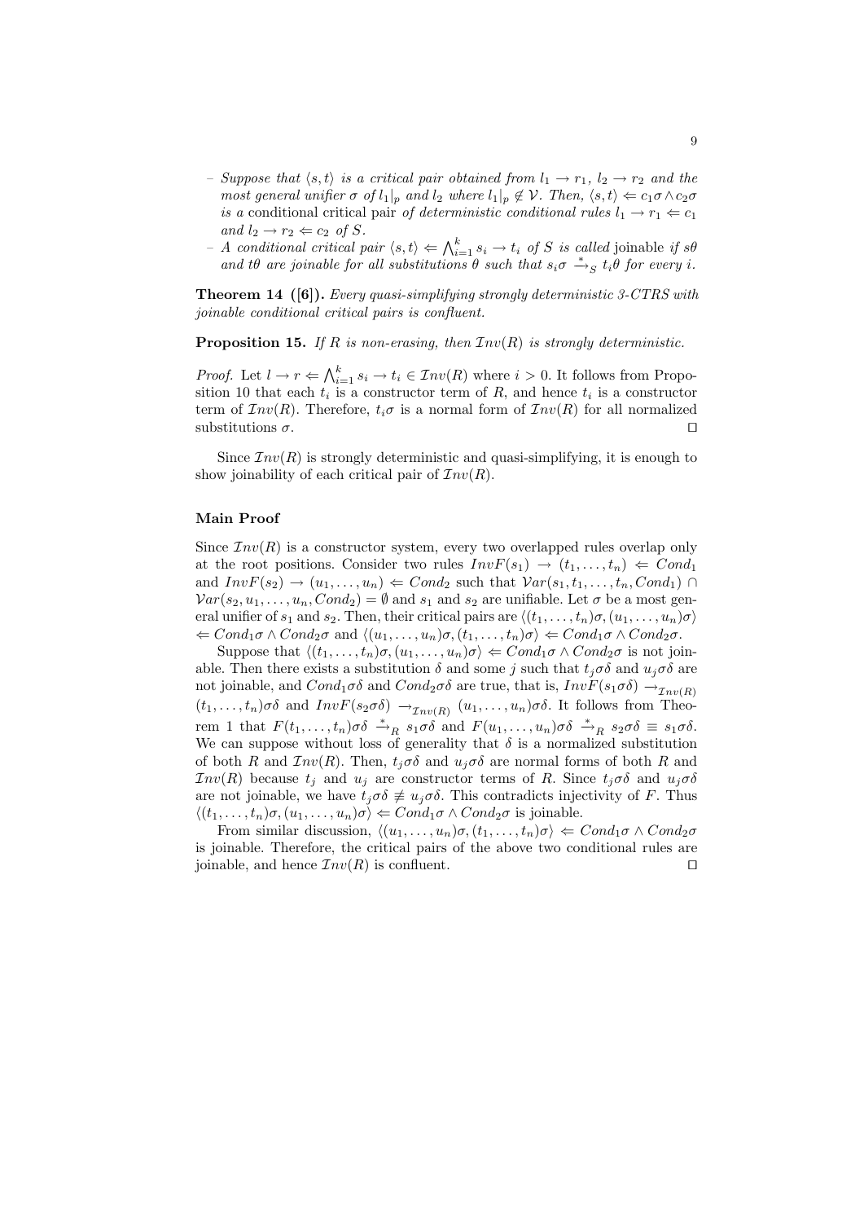- *Suppose that $\langle s, t\rangle$ is a critical pair obtained from $l_1 \to r_1$, $l_2 \to r_2$ and the most general unifier $\sigma$ of $l_1|_p$ and $l_2$ where $l_1|_p \notin \mathcal{V}$. Then, $\langle s, t\rangle \Leftarrow c_1\sigma \wedge c_2\sigma$ is a* conditional critical pair *of deterministic conditional rules $l_1 \to r_1 \Leftarrow c_1$ and $l_2 \to r_2 \Leftarrow c_2$ of $S$.*
- *A conditional critical pair $\langle s, t\rangle \Leftarrow \bigwedge_{i=1}^{k} s_i \to t_i$ of $S$ is called* joinable *if $s\theta$ and $t\theta$ are joinable for all substitutions $\theta$ such that $s_i\sigma \xrightarrow{*}_S t_i\theta$ for every $i$.*

**Theorem 14 ([6]).** *Every quasi-simplifying strongly deterministic 3-CTRS with joinable conditional critical pairs is confluent.*

**Proposition 15.** *If $R$ is non-erasing, then $\mathcal{I}nv(R)$ is strongly deterministic.*

*Proof.* Let $l \to r \Leftarrow \bigwedge_{i=1}^{k} s_i \to t_i \in \mathcal{I}nv(R)$ where $i > 0$. It follows from Proposition 10 that each $t_i$ is a constructor term of $R$, and hence $t_i$ is a constructor term of $\mathcal{I}nv(R)$. Therefore, $t_i\sigma$ is a normal form of $\mathcal{I}nv(R)$ for all normalized substitutions $\sigma$. ⊓⊔

Since $\mathcal{I}nv(R)$ is strongly deterministic and quasi-simplifying, it is enough to show joinability of each critical pair of $\mathcal{I}nv(R)$.

### Main Proof

Since $\mathcal{I}nv(R)$ is a constructor system, every two overlapped rules overlap only at the root positions. Consider two rules $InvF(s_1) \to (t_1, \ldots, t_n) \Leftarrow Cond_1$ and $InvF(s_2) \to (u_1, \ldots, u_n) \Leftarrow Cond_2$ such that $\mathcal{V}ar(s_1, t_1, \ldots, t_n, Cond_1) \cap \mathcal{V}ar(s_2, u_1, \ldots, u_n, Cond_2) = \emptyset$ and $s_1$ and $s_2$ are unifiable. Let $\sigma$ be a most general unifier of $s_1$ and $s_2$. Then, their critical pairs are $\langle (t_1, \ldots, t_n)\sigma, (u_1, \ldots, u_n)\sigma\rangle \Leftarrow Cond_1\sigma \wedge Cond_2\sigma$ and $\langle (u_1, \ldots, u_n)\sigma, (t_1, \ldots, t_n)\sigma\rangle \Leftarrow Cond_1\sigma \wedge Cond_2\sigma$.

Suppose that $\langle (t_1, \ldots, t_n)\sigma, (u_1, \ldots, u_n)\sigma\rangle \Leftarrow Cond_1\sigma \wedge Cond_2\sigma$ is not joinable. Then there exists a substitution $\delta$ and some $j$ such that $t_j\sigma\delta$ and $u_j\sigma\delta$ are not joinable, and $Cond_1\sigma\delta$ and $Cond_2\sigma\delta$ are true, that is, $InvF(s_1\sigma\delta) \to_{\mathcal{I}nv(R)} (t_1, \ldots, t_n)\sigma\delta$ and $InvF(s_2\sigma\delta) \to_{\mathcal{I}nv(R)} (u_1, \ldots, u_n)\sigma\delta$. It follows from Theorem 1 that $F(t_1, \ldots, t_n)\sigma\delta \xrightarrow{*}_R s_1\sigma\delta$ and $F(u_1, \ldots, u_n)\sigma\delta \xrightarrow{*}_R s_2\sigma\delta \equiv s_1\sigma\delta$. We can suppose without loss of generality that $\delta$ is a normalized substitution of both $R$ and $\mathcal{I}nv(R)$. Then, $t_j\sigma\delta$ and $u_j\sigma\delta$ are normal forms of both $R$ and $\mathcal{I}nv(R)$ because $t_j$ and $u_j$ are constructor terms of $R$. Since $t_j\sigma\delta$ and $u_j\sigma\delta$ are not joinable, we have $t_j\sigma\delta \not\equiv u_j\sigma\delta$. This contradicts injectivity of $F$. Thus $\langle (t_1, \ldots, t_n)\sigma, (u_1, \ldots, u_n)\sigma\rangle \Leftarrow Cond_1\sigma \wedge Cond_2\sigma$ is joinable.

From similar discussion, $\langle (u_1, \ldots, u_n)\sigma, (t_1, \ldots, t_n)\sigma\rangle \Leftarrow Cond_1\sigma \wedge Cond_2\sigma$ is joinable. Therefore, the critical pairs of the above two conditional rules are joinable, and hence $\mathcal{I}nv(R)$ is confluent. ⊓⊔